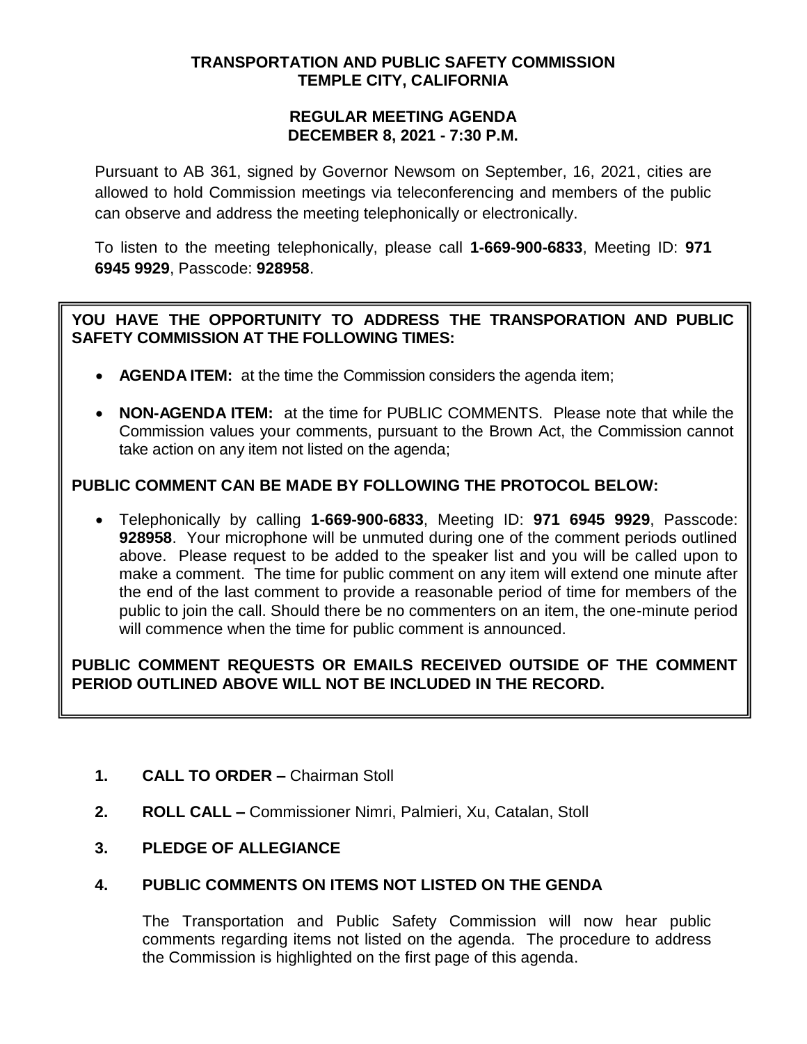**TRANSPORTATION AND PUBLIC SAFETY COMMISSION**
**TEMPLE CITY, CALIFORNIA**

**REGULAR MEETING AGENDA**
**DECEMBER 8, 2021 - 7:30 P.M.**

Pursuant to AB 361, signed by Governor Newsom on September, 16, 2021, cities are allowed to hold Commission meetings via teleconferencing and members of the public can observe and address the meeting telephonically or electronically.

To listen to the meeting telephonically, please call **1-669-900-6833**, Meeting ID: **971 6945 9929**, Passcode: **928958**.

**YOU HAVE THE OPPORTUNITY TO ADDRESS THE TRANSPORATION AND PUBLIC SAFETY COMMISSION AT THE FOLLOWING TIMES:**

- **AGENDA ITEM:** at the time the Commission considers the agenda item;
- **NON-AGENDA ITEM:** at the time for PUBLIC COMMENTS. Please note that while the Commission values your comments, pursuant to the Brown Act, the Commission cannot take action on any item not listed on the agenda;

**PUBLIC COMMENT CAN BE MADE BY FOLLOWING THE PROTOCOL BELOW:**

- Telephonically by calling **1-669-900-6833**, Meeting ID: **971 6945 9929**, Passcode: **928958**. Your microphone will be unmuted during one of the comment periods outlined above. Please request to be added to the speaker list and you will be called upon to make a comment. The time for public comment on any item will extend one minute after the end of the last comment to provide a reasonable period of time for members of the public to join the call. Should there be no commenters on an item, the one-minute period will commence when the time for public comment is announced.

**PUBLIC COMMENT REQUESTS OR EMAILS RECEIVED OUTSIDE OF THE COMMENT PERIOD OUTLINED ABOVE WILL NOT BE INCLUDED IN THE RECORD.**

1. **CALL TO ORDER –** Chairman Stoll
2. **ROLL CALL –** Commissioner Nimri, Palmieri, Xu, Catalan, Stoll
3. **PLEDGE OF ALLEGIANCE**
4. **PUBLIC COMMENTS ON ITEMS NOT LISTED ON THE GENDA**

   The Transportation and Public Safety Commission will now hear public comments regarding items not listed on the agenda. The procedure to address the Commission is highlighted on the first page of this agenda.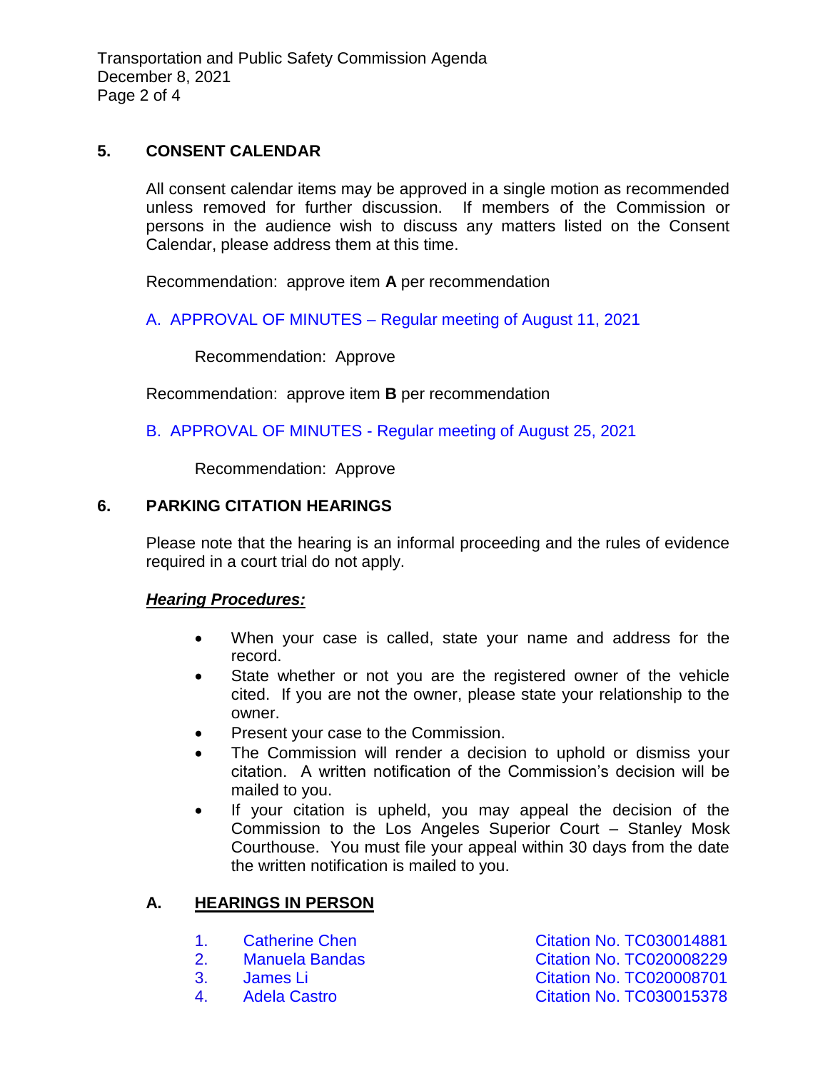## 5. CONSENT CALENDAR

All consent calendar items may be approved in a single motion as recommended unless removed for further discussion. If members of the Commission or persons in the audience wish to discuss any matters listed on the Consent Calendar, please address them at this time.

Recommendation: approve item **A** per recommendation

A. APPROVAL OF MINUTES – Regular meeting of August 11, 2021

Recommendation: Approve

Recommendation: approve item **B** per recommendation

B. APPROVAL OF MINUTES - Regular meeting of August 25, 2021

Recommendation: Approve

## 6. PARKING CITATION HEARINGS

Please note that the hearing is an informal proceeding and the rules of evidence required in a court trial do not apply.

***Hearing Procedures:***

- When your case is called, state your name and address for the record.
- State whether or not you are the registered owner of the vehicle cited. If you are not the owner, please state your relationship to the owner.
- Present your case to the Commission.
- The Commission will render a decision to uphold or dismiss your citation. A written notification of the Commission's decision will be mailed to you.
- If your citation is upheld, you may appeal the decision of the Commission to the Los Angeles Superior Court – Stanley Mosk Courthouse. You must file your appeal within 30 days from the date the written notification is mailed to you.

### A. HEARINGS IN PERSON

1. Catherine Chen — Citation No. TC030014881
2. Manuela Bandas — Citation No. TC020008229
3. James Li — Citation No. TC020008701
4. Adela Castro — Citation No. TC030015378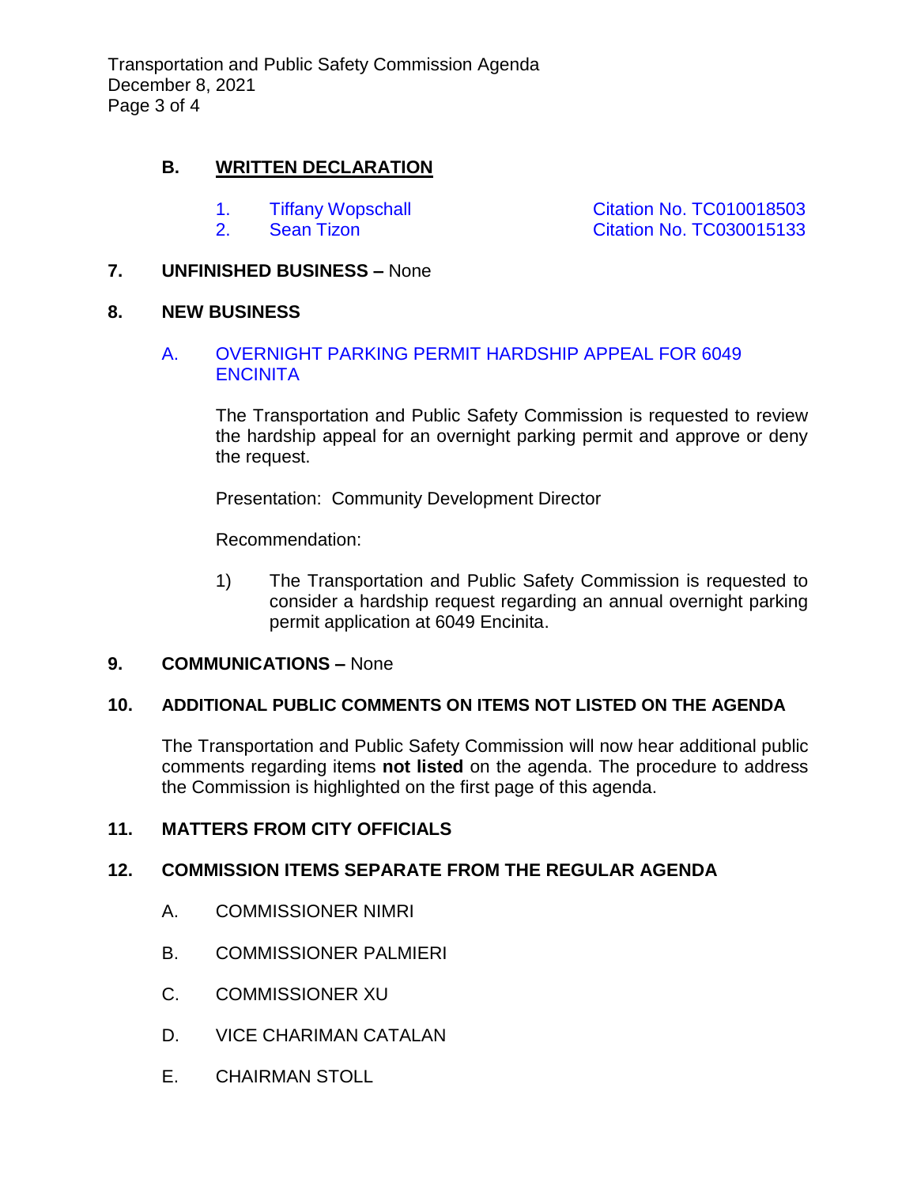### B. WRITTEN DECLARATION

1. Tiffany Wopschall — Citation No. TC010018503
2. Sean Tizon — Citation No. TC030015133

## 7. UNFINISHED BUSINESS – None

## 8. NEW BUSINESS

### A. OVERNIGHT PARKING PERMIT HARDSHIP APPEAL FOR 6049 ENCINITA

The Transportation and Public Safety Commission is requested to review the hardship appeal for an overnight parking permit and approve or deny the request.

Presentation: Community Development Director

Recommendation:

1) The Transportation and Public Safety Commission is requested to consider a hardship request regarding an annual overnight parking permit application at 6049 Encinita.

## 9. COMMUNICATIONS – None

## 10. ADDITIONAL PUBLIC COMMENTS ON ITEMS NOT LISTED ON THE AGENDA

The Transportation and Public Safety Commission will now hear additional public comments regarding items **not listed** on the agenda. The procedure to address the Commission is highlighted on the first page of this agenda.

## 11. MATTERS FROM CITY OFFICIALS

## 12. COMMISSION ITEMS SEPARATE FROM THE REGULAR AGENDA

A. COMMISSIONER NIMRI

B. COMMISSIONER PALMIERI

C. COMMISSIONER XU

D. VICE CHARIMAN CATALAN

E. CHAIRMAN STOLL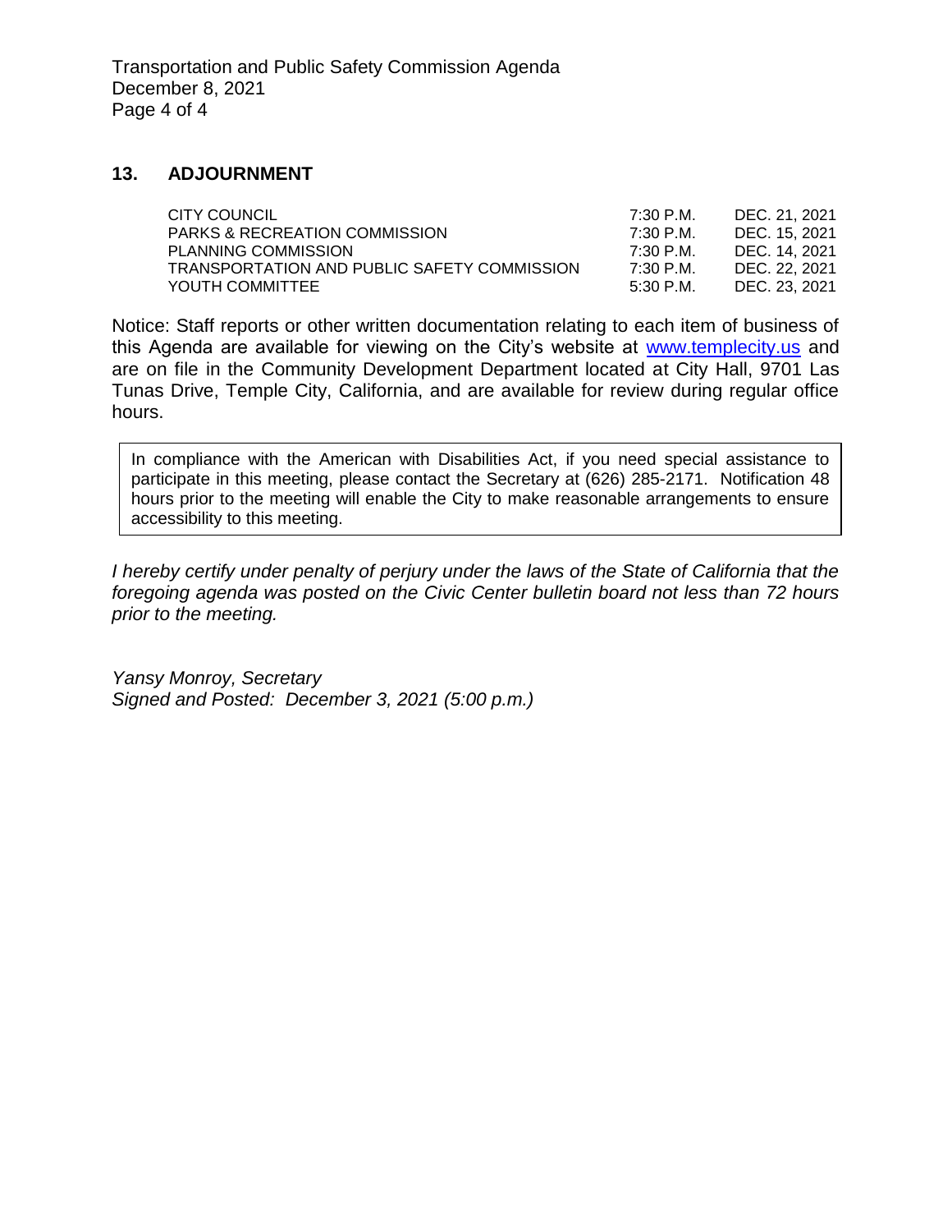## 13. ADJOURNMENT

| | | |
|---|---|---|
| CITY COUNCIL | 7:30 P.M. | DEC. 21, 2021 |
| PARKS & RECREATION COMMISSION | 7:30 P.M. | DEC. 15, 2021 |
| PLANNING COMMISSION | 7:30 P.M. | DEC. 14, 2021 |
| TRANSPORTATION AND PUBLIC SAFETY COMMISSION | 7:30 P.M. | DEC. 22, 2021 |
| YOUTH COMMITTEE | 5:30 P.M. | DEC. 23, 2021 |

Notice: Staff reports or other written documentation relating to each item of business of this Agenda are available for viewing on the City's website at www.templecity.us and are on file in the Community Development Department located at City Hall, 9701 Las Tunas Drive, Temple City, California, and are available for review during regular office hours.

In compliance with the American with Disabilities Act, if you need special assistance to participate in this meeting, please contact the Secretary at (626) 285-2171. Notification 48 hours prior to the meeting will enable the City to make reasonable arrangements to ensure accessibility to this meeting.

*I hereby certify under penalty of perjury under the laws of the State of California that the foregoing agenda was posted on the Civic Center bulletin board not less than 72 hours prior to the meeting.*

*Yansy Monroy, Secretary*
*Signed and Posted: December 3, 2021 (5:00 p.m.)*